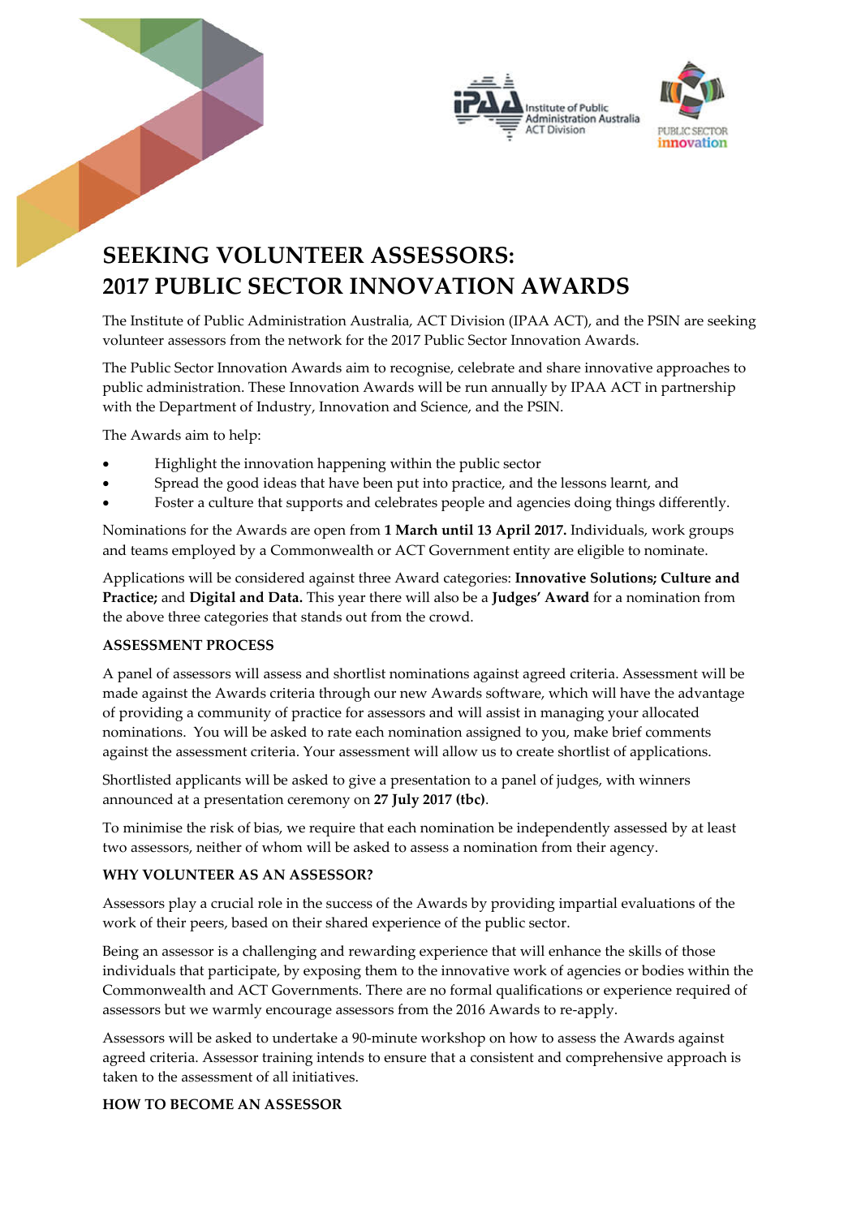# SEEKING VOLUNTEER ASSESSORS: 2017 PUBLIC SECTOR INNOVATION AWARDS

The Institute of Public Administration Australia, ACT Division (IPAA ACT), and the PSIN are seeking volunteer assessors from the network for the 2017 Public Sector Innovation Awards.

The Public Sector Innovation Awards aim to recognise, celebrate and share innovative approaches to public administration. These Innovation Awards will be run annually by IPAA ACT in partnership with the Department of Industry, Innovation and Science, and the PSIN.

The Awards aim to help:

- Highlight the innovation happening within the public sector
- Spread the good ideas that have been put into practice, and the lessons learnt, and
- Foster a culture that supports and celebrates people and agencies doing things differently.

Nominations for the Awards are open from **1 March until 13 April 2017.** Individuals, work groups and teams employed by a Commonwealth or ACT Government entity are eligible to nominate.

Applications will be considered against three Award categories: **Innovative Solutions; Culture and Practice;** and **Digital and Data.** This year there will also be a **Judges' Award** for a nomination from the above three categories that stands out from the crowd.

## ASSESSMENT PROCESS

A panel of assessors will assess and shortlist nominations against agreed criteria. Assessment will be made against the Awards criteria through our new Awards software, which will have the advantage of providing a community of practice for assessors and will assist in managing your allocated nominations. You will be asked to rate each nomination assigned to you, make brief comments against the assessment criteria. Your assessment will allow us to create shortlist of applications.

Shortlisted applicants will be asked to give a presentation to a panel of judges, with winners announced at a presentation ceremony on **27 July 2017 (tbc)**.

To minimise the risk of bias, we require that each nomination be independently assessed by at least two assessors, neither of whom will be asked to assess a nomination from their agency.

## WHY VOLUNTEER AS AN ASSESSOR?

Assessors play a crucial role in the success of the Awards by providing impartial evaluations of the work of their peers, based on their shared experience of the public sector.

Being an assessor is a challenging and rewarding experience that will enhance the skills of those individuals that participate, by exposing them to the innovative work of agencies or bodies within the Commonwealth and ACT Governments. There are no formal qualifications or experience required of assessors but we warmly encourage assessors from the 2016 Awards to re-apply.

Assessors will be asked to undertake a 90-minute workshop on how to assess the Awards against agreed criteria. Assessor training intends to ensure that a consistent and comprehensive approach is taken to the assessment of all initiatives.

## HOW TO BECOME AN ASSESSOR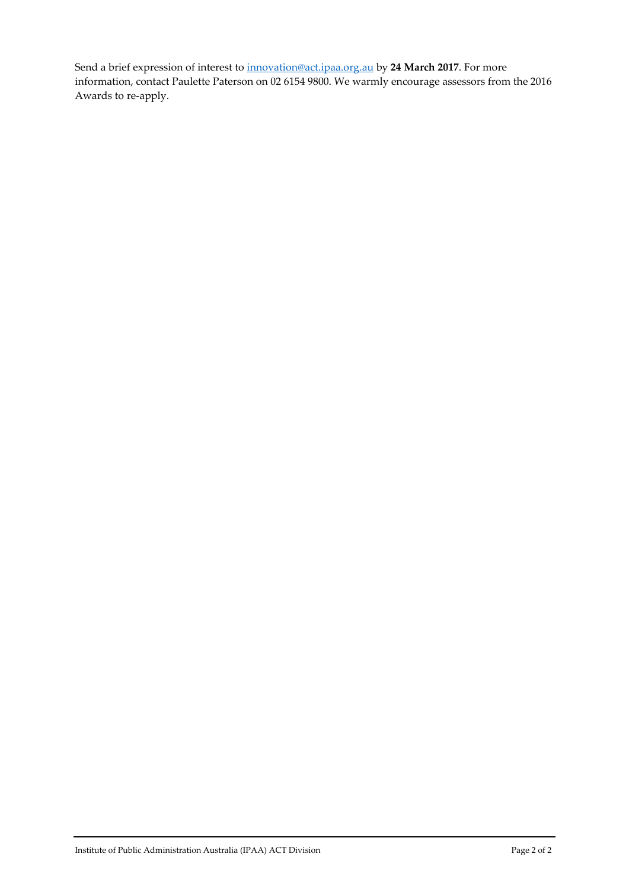Send a brief expression of interest to [innovation@act.ipaa.org.au](mailto:innovation@act.ipaa.org.au) by **24 March 2017**. For more information, contact Paulette Paterson on 02 6154 9800. We warmly encourage assessors from the 2016 Awards to re-apply.